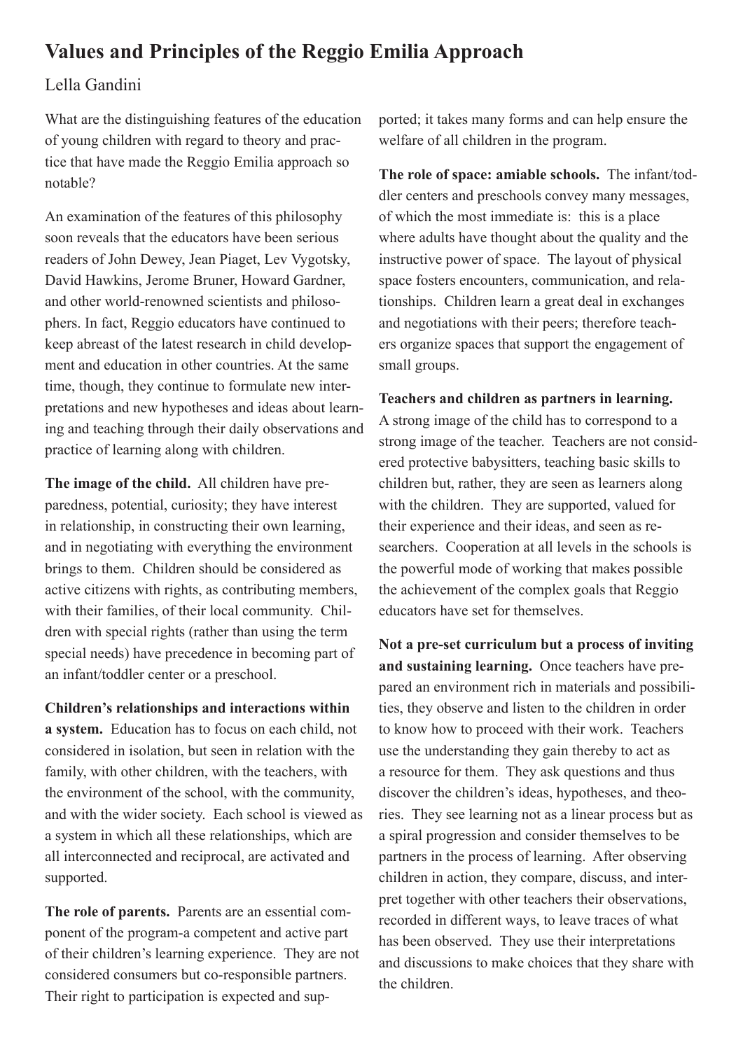# Values and Principles of the Reggio Emilia Approach

Lella Gandini

What are the distinguishing features of the education of young children with regard to theory and practice that have made the Reggio Emilia approach so notable?

An examination of the features of this philosophy soon reveals that the educators have been serious readers of John Dewey, Jean Piaget, Lev Vygotsky, David Hawkins, Jerome Bruner, Howard Gardner, and other world-renowned scientists and philosophers. In fact, Reggio educators have continued to keep abreast of the latest research in child development and education in other countries. At the same time, though, they continue to formulate new interpretations and new hypotheses and ideas about learning and teaching through their daily observations and practice of learning along with children.

**The image of the child.** All children have preparedness, potential, curiosity; they have interest in relationship, in constructing their own learning, and in negotiating with everything the environment brings to them. Children should be considered as active citizens with rights, as contributing members, with their families, of their local community. Children with special rights (rather than using the term special needs) have precedence in becoming part of an infant/toddler center or a preschool.

**Children's relationships and interactions within a system.** Education has to focus on each child, not considered in isolation, but seen in relation with the family, with other children, with the teachers, with the environment of the school, with the community, and with the wider society. Each school is viewed as a system in which all these relationships, which are all interconnected and reciprocal, are activated and supported.

**The role of parents.** Parents are an essential component of the program-a competent and active part of their children's learning experience. They are not considered consumers but co-responsible partners. Their right to participation is expected and supported; it takes many forms and can help ensure the welfare of all children in the program.

**The role of space: amiable schools.** The infant/toddler centers and preschools convey many messages, of which the most immediate is: this is a place where adults have thought about the quality and the instructive power of space. The layout of physical space fosters encounters, communication, and relationships. Children learn a great deal in exchanges and negotiations with their peers; therefore teachers organize spaces that support the engagement of small groups.

**Teachers and children as partners in learning.** A strong image of the child has to correspond to a strong image of the teacher. Teachers are not considered protective babysitters, teaching basic skills to children but, rather, they are seen as learners along with the children. They are supported, valued for their experience and their ideas, and seen as researchers. Cooperation at all levels in the schools is the powerful mode of working that makes possible the achievement of the complex goals that Reggio educators have set for themselves.

**Not a pre-set curriculum but a process of inviting and sustaining learning.** Once teachers have prepared an environment rich in materials and possibilities, they observe and listen to the children in order to know how to proceed with their work. Teachers use the understanding they gain thereby to act as a resource for them. They ask questions and thus discover the children's ideas, hypotheses, and theories. They see learning not as a linear process but as a spiral progression and consider themselves to be partners in the process of learning. After observing children in action, they compare, discuss, and interpret together with other teachers their observations, recorded in different ways, to leave traces of what has been observed. They use their interpretations and discussions to make choices that they share with the children.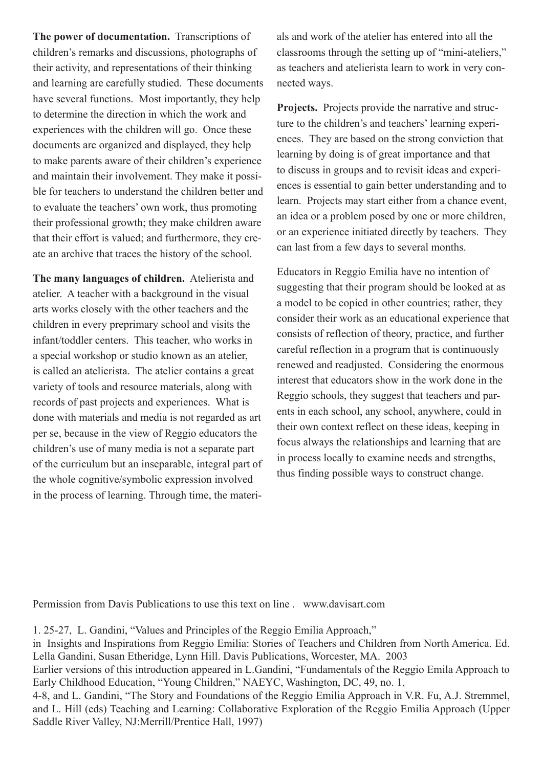**The power of documentation.** Transcriptions of children's remarks and discussions, photographs of their activity, and representations of their thinking and learning are carefully studied. These documents have several functions. Most importantly, they help to determine the direction in which the work and experiences with the children will go. Once these documents are organized and displayed, they help to make parents aware of their children's experience and maintain their involvement. They make it possible for teachers to understand the children better and to evaluate the teachers' own work, thus promoting their professional growth; they make children aware that their effort is valued; and furthermore, they create an archive that traces the history of the school.

**The many languages of children.** Atelierista and atelier. A teacher with a background in the visual arts works closely with the other teachers and the children in every preprimary school and visits the infant/toddler centers. This teacher, who works in a special workshop or studio known as an atelier, is called an atelierista. The atelier contains a great variety of tools and resource materials, along with records of past projects and experiences. What is done with materials and media is not regarded as art per se, because in the view of Reggio educators the children's use of many media is not a separate part of the curriculum but an inseparable, integral part of the whole cognitive/symbolic expression involved in the process of learning. Through time, the materials and work of the atelier has entered into all the classrooms through the setting up of "mini-ateliers," as teachers and atelierista learn to work in very connected ways.

**Projects.** Projects provide the narrative and structure to the children's and teachers' learning experiences. They are based on the strong conviction that learning by doing is of great importance and that to discuss in groups and to revisit ideas and experiences is essential to gain better understanding and to learn. Projects may start either from a chance event, an idea or a problem posed by one or more children, or an experience initiated directly by teachers. They can last from a few days to several months.

Educators in Reggio Emilia have no intention of suggesting that their program should be looked at as a model to be copied in other countries; rather, they consider their work as an educational experience that consists of reflection of theory, practice, and further careful reflection in a program that is continuously renewed and readjusted. Considering the enormous interest that educators show in the work done in the Reggio schools, they suggest that teachers and parents in each school, any school, anywhere, could in their own context reflect on these ideas, keeping in focus always the relationships and learning that are in process locally to examine needs and strengths, thus finding possible ways to construct change.

Permission from Davis Publications to use this text on line . www.davisart.com

1. 25-27, L. Gandini, "Values and Principles of the Reggio Emilia Approach," in Insights and Inspirations from Reggio Emilia: Stories of Teachers and Children from North America. Ed. Lella Gandini, Susan Etheridge, Lynn Hill. Davis Publications, Worcester, MA. 2003
Earlier versions of this introduction appeared in L.Gandini, "Fundamentals of the Reggio Emila Approach to Early Childhood Education, "Young Children," NAEYC, Washington, DC, 49, no. 1,
4-8, and L. Gandini, "The Story and Foundations of the Reggio Emilia Approach in V.R. Fu, A.J. Stremmel, and L. Hill (eds) Teaching and Learning: Collaborative Exploration of the Reggio Emilia Approach (Upper Saddle River Valley, NJ:Merrill/Prentice Hall, 1997)